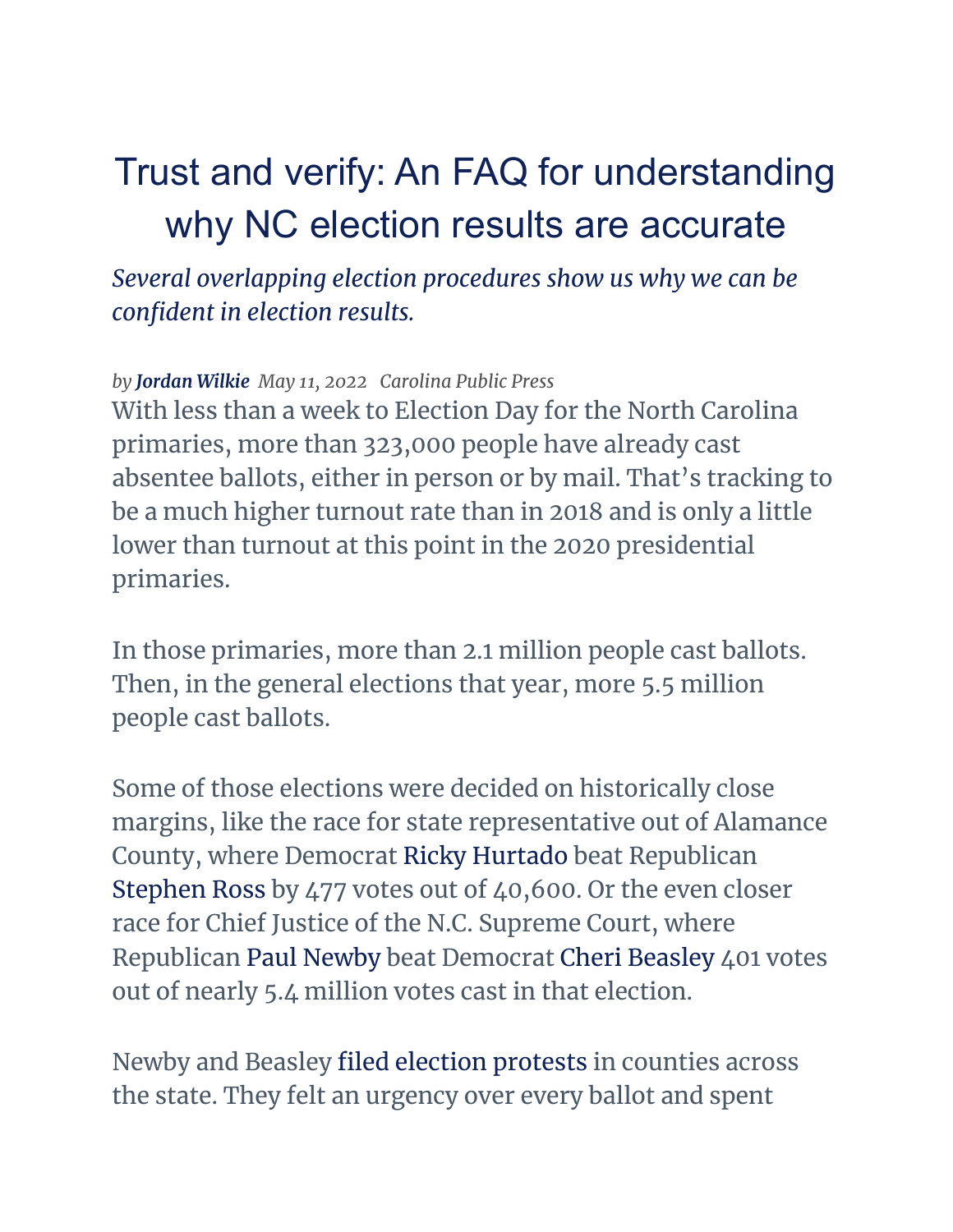# Trust and verify: An FAQ for understanding why NC election results are accurate

*Several overlapping election procedures show us why we can be confident in election results.*

*by* ***Jordan Wilkie*** *May 11, 2022 Carolina Public Press*

With less than a week to Election Day for the North Carolina primaries, more than 323,000 people have already cast absentee ballots, either in person or by mail. That's tracking to be a much higher turnout rate than in 2018 and is only a little lower than turnout at this point in the 2020 presidential primaries.

In those primaries, more than 2.1 million people cast ballots. Then, in the general elections that year, more 5.5 million people cast ballots.

Some of those elections were decided on historically close margins, like the race for state representative out of Alamance County, where Democrat Ricky Hurtado beat Republican Stephen Ross by 477 votes out of 40,600. Or the even closer race for Chief Justice of the N.C. Supreme Court, where Republican Paul Newby beat Democrat Cheri Beasley 401 votes out of nearly 5.4 million votes cast in that election.

Newby and Beasley filed election protests in counties across the state. They felt an urgency over every ballot and spent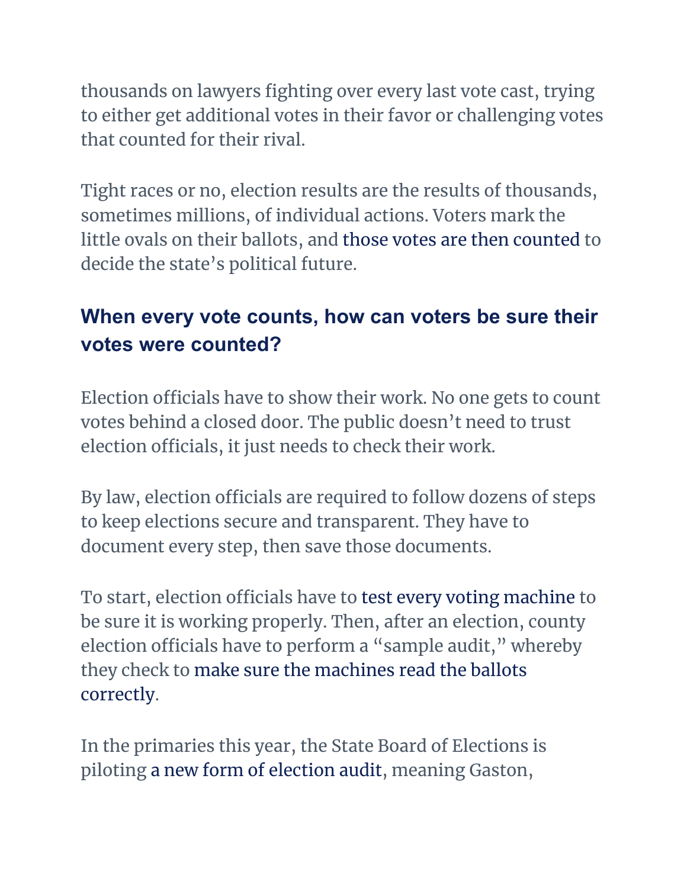thousands on lawyers fighting over every last vote cast, trying to either get additional votes in their favor or challenging votes that counted for their rival.

Tight races or no, election results are the results of thousands, sometimes millions, of individual actions. Voters mark the little ovals on their ballots, and those votes are then counted to decide the state's political future.

## When every vote counts, how can voters be sure their votes were counted?

Election officials have to show their work. No one gets to count votes behind a closed door. The public doesn't need to trust election officials, it just needs to check their work.

By law, election officials are required to follow dozens of steps to keep elections secure and transparent. They have to document every step, then save those documents.

To start, election officials have to test every voting machine to be sure it is working properly. Then, after an election, county election officials have to perform a "sample audit," whereby they check to make sure the machines read the ballots correctly.

In the primaries this year, the State Board of Elections is piloting a new form of election audit, meaning Gaston,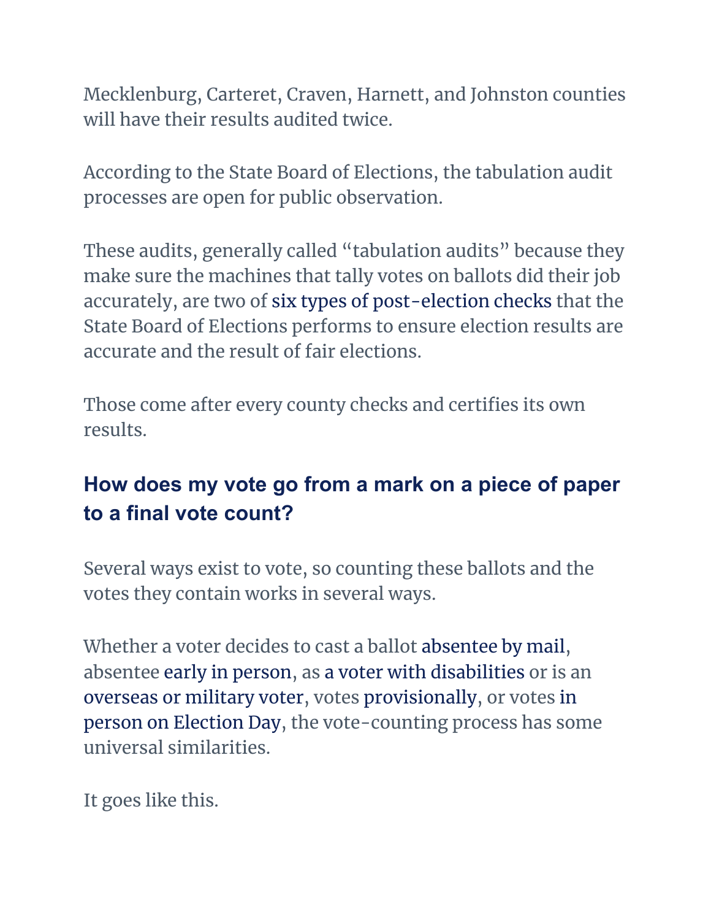Mecklenburg, Carteret, Craven, Harnett, and Johnston counties will have their results audited twice.

According to the State Board of Elections, the tabulation audit processes are open for public observation.

These audits, generally called "tabulation audits" because they make sure the machines that tally votes on ballots did their job accurately, are two of six types of post-election checks that the State Board of Elections performs to ensure election results are accurate and the result of fair elections.

Those come after every county checks and certifies its own results.

## How does my vote go from a mark on a piece of paper to a final vote count?

Several ways exist to vote, so counting these ballots and the votes they contain works in several ways.

Whether a voter decides to cast a ballot absentee by mail, absentee early in person, as a voter with disabilities or is an overseas or military voter, votes provisionally, or votes in person on Election Day, the vote-counting process has some universal similarities.

It goes like this.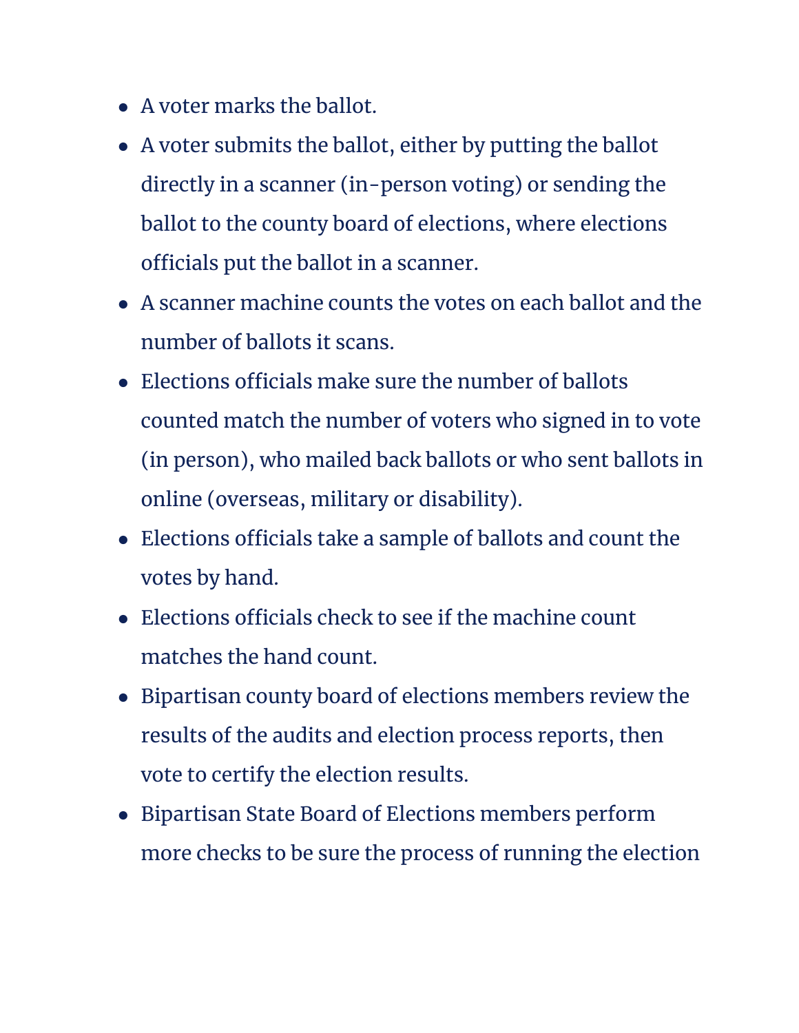- A voter marks the ballot.
- A voter submits the ballot, either by putting the ballot directly in a scanner (in-person voting) or sending the ballot to the county board of elections, where elections officials put the ballot in a scanner.
- A scanner machine counts the votes on each ballot and the number of ballots it scans.
- Elections officials make sure the number of ballots counted match the number of voters who signed in to vote (in person), who mailed back ballots or who sent ballots in online (overseas, military or disability).
- Elections officials take a sample of ballots and count the votes by hand.
- Elections officials check to see if the machine count matches the hand count.
- Bipartisan county board of elections members review the results of the audits and election process reports, then vote to certify the election results.
- Bipartisan State Board of Elections members perform more checks to be sure the process of running the election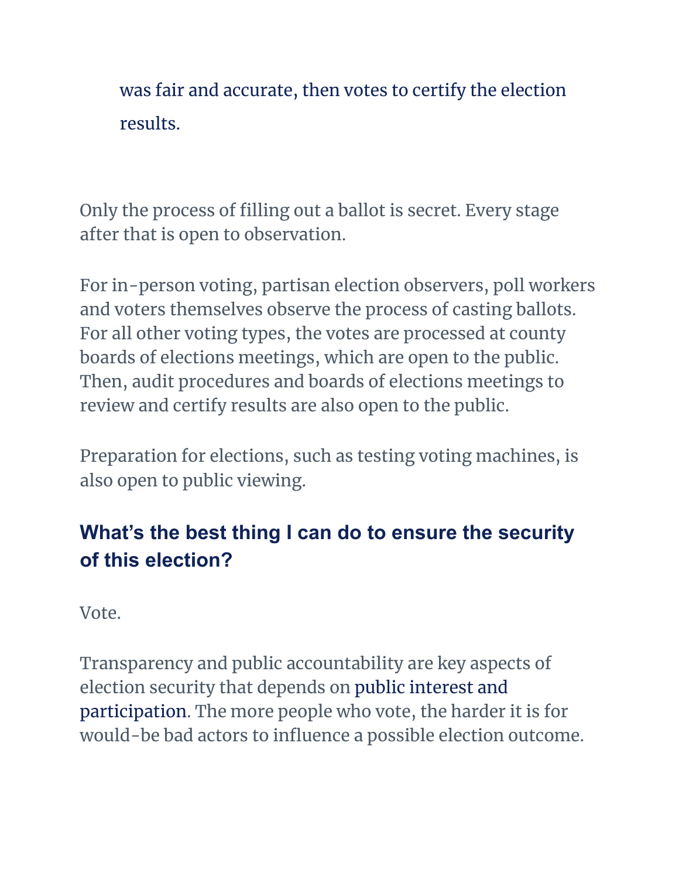was fair and accurate, then votes to certify the election results.

Only the process of filling out a ballot is secret. Every stage after that is open to observation.

For in-person voting, partisan election observers, poll workers and voters themselves observe the process of casting ballots. For all other voting types, the votes are processed at county boards of elections meetings, which are open to the public. Then, audit procedures and boards of elections meetings to review and certify results are also open to the public.

Preparation for elections, such as testing voting machines, is also open to public viewing.

## What's the best thing I can do to ensure the security of this election?

Vote.

Transparency and public accountability are key aspects of election security that depends on public interest and participation. The more people who vote, the harder it is for would-be bad actors to influence a possible election outcome.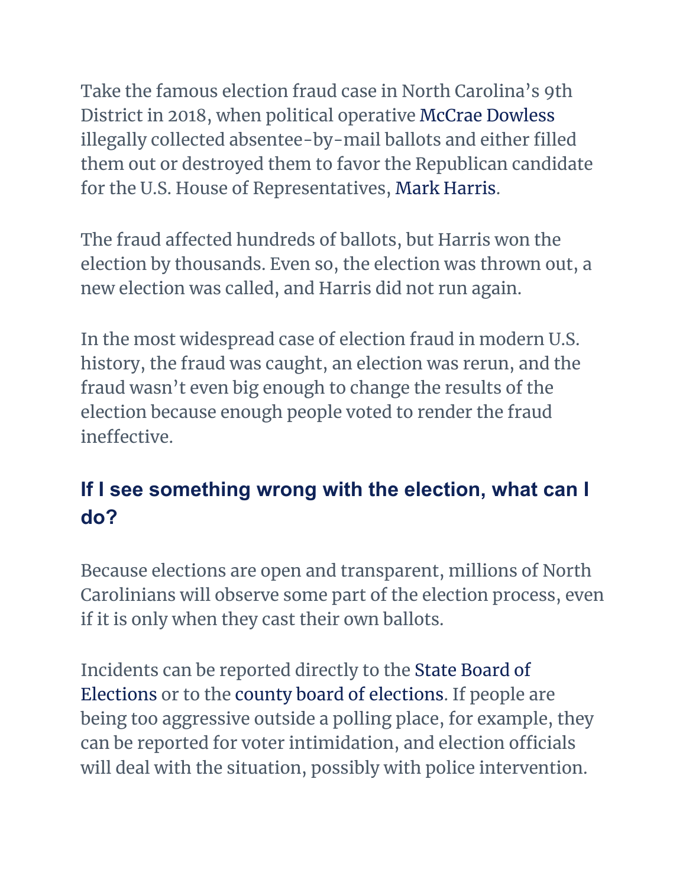Take the famous election fraud case in North Carolina's 9th District in 2018, when political operative McCrae Dowless illegally collected absentee-by-mail ballots and either filled them out or destroyed them to favor the Republican candidate for the U.S. House of Representatives, Mark Harris.

The fraud affected hundreds of ballots, but Harris won the election by thousands. Even so, the election was thrown out, a new election was called, and Harris did not run again.

In the most widespread case of election fraud in modern U.S. history, the fraud was caught, an election was rerun, and the fraud wasn't even big enough to change the results of the election because enough people voted to render the fraud ineffective.

## If I see something wrong with the election, what can I do?

Because elections are open and transparent, millions of North Carolinians will observe some part of the election process, even if it is only when they cast their own ballots.

Incidents can be reported directly to the State Board of Elections or to the county board of elections. If people are being too aggressive outside a polling place, for example, they can be reported for voter intimidation, and election officials will deal with the situation, possibly with police intervention.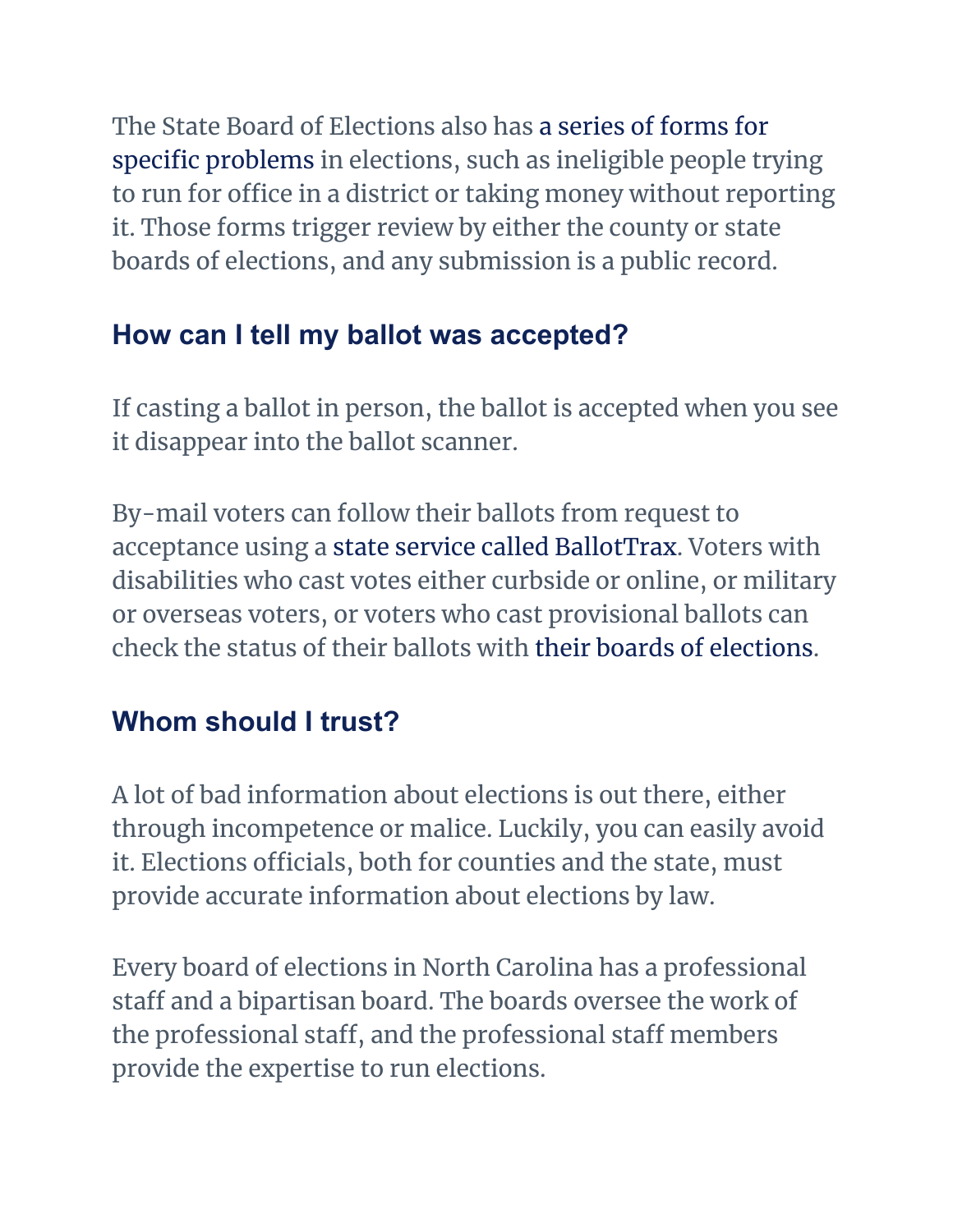The State Board of Elections also has a series of forms for specific problems in elections, such as ineligible people trying to run for office in a district or taking money without reporting it. Those forms trigger review by either the county or state boards of elections, and any submission is a public record.

## How can I tell my ballot was accepted?

If casting a ballot in person, the ballot is accepted when you see it disappear into the ballot scanner.

By-mail voters can follow their ballots from request to acceptance using a state service called BallotTrax. Voters with disabilities who cast votes either curbside or online, or military or overseas voters, or voters who cast provisional ballots can check the status of their ballots with their boards of elections.

## Whom should I trust?

A lot of bad information about elections is out there, either through incompetence or malice. Luckily, you can easily avoid it. Elections officials, both for counties and the state, must provide accurate information about elections by law.

Every board of elections in North Carolina has a professional staff and a bipartisan board. The boards oversee the work of the professional staff, and the professional staff members provide the expertise to run elections.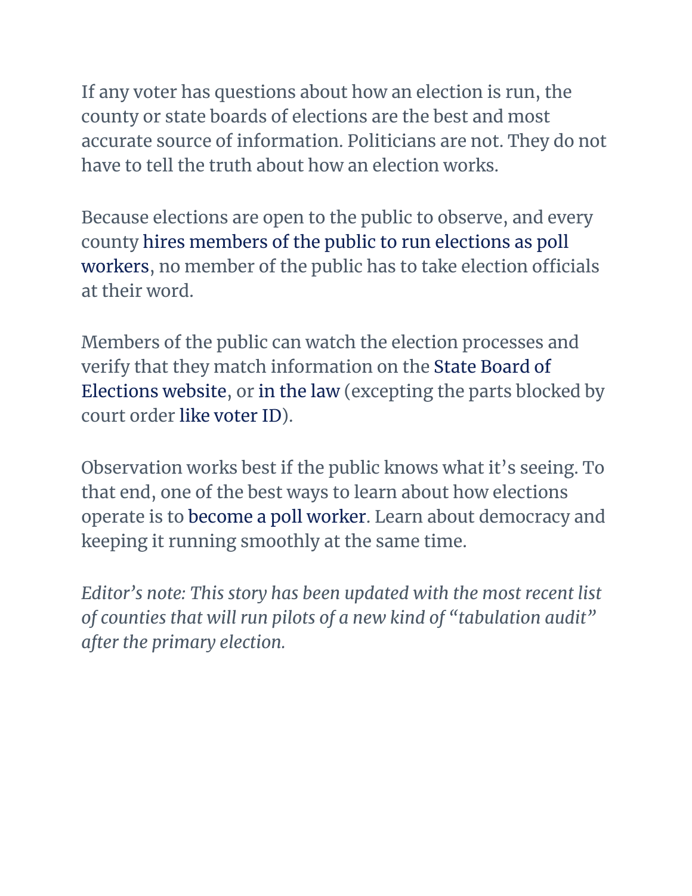If any voter has questions about how an election is run, the county or state boards of elections are the best and most accurate source of information. Politicians are not. They do not have to tell the truth about how an election works.

Because elections are open to the public to observe, and every county hires members of the public to run elections as poll workers, no member of the public has to take election officials at their word.

Members of the public can watch the election processes and verify that they match information on the State Board of Elections website, or in the law (excepting the parts blocked by court order like voter ID).

Observation works best if the public knows what it's seeing. To that end, one of the best ways to learn about how elections operate is to become a poll worker. Learn about democracy and keeping it running smoothly at the same time.

*Editor's note: This story has been updated with the most recent list of counties that will run pilots of a new kind of "tabulation audit" after the primary election.*